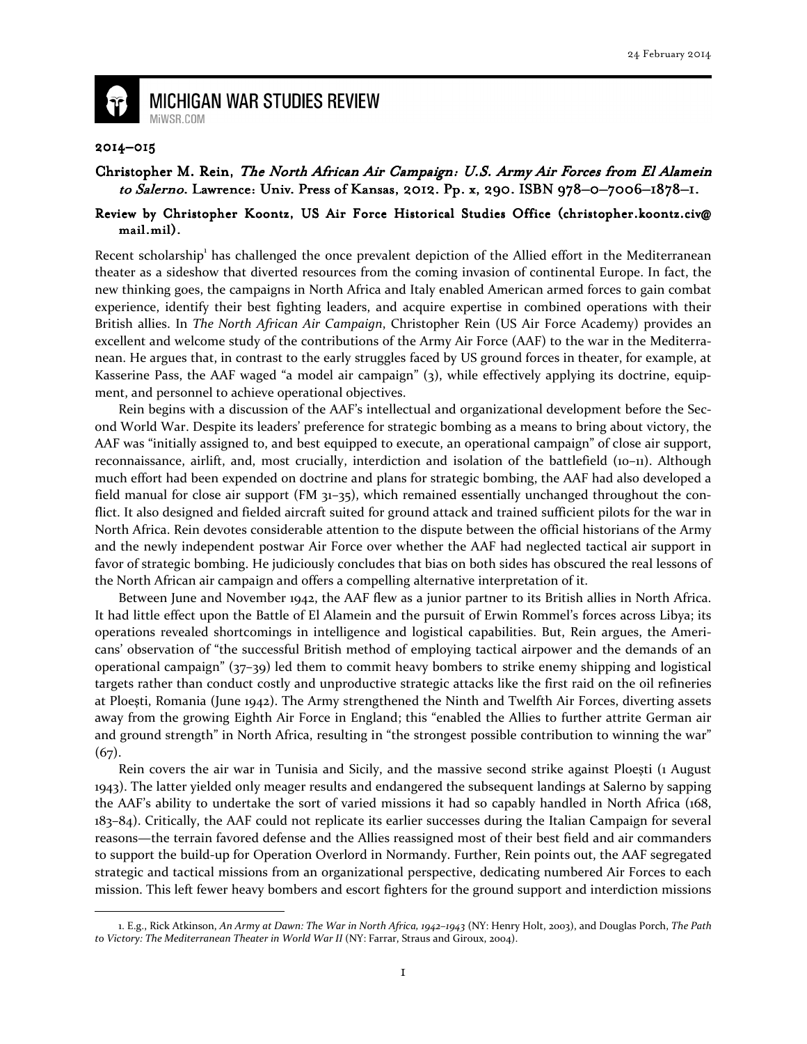24 February 2014

# MICHIGAN WAR STUDIES REVIEW

MiWSR.COM

**2014–015**

**Christopher M. Rein, *The North African Air Campaign: U.S. Army Air Forces from El Alamein to Salerno*. Lawrence: Univ. Press of Kansas, 2012. Pp. x, 290. ISBN 978–0–7006–1878–1.**

**Review by Christopher Koontz, US Air Force Historical Studies Office (christopher.koontz.civ@mail.mil).**

Recent scholarship[1] has challenged the once prevalent depiction of the Allied effort in the Mediterranean theater as a sideshow that diverted resources from the coming invasion of continental Europe. In fact, the new thinking goes, the campaigns in North Africa and Italy enabled American armed forces to gain combat experience, identify their best fighting leaders, and acquire expertise in combined operations with their British allies. In *The North African Air Campaign*, Christopher Rein (US Air Force Academy) provides an excellent and welcome study of the contributions of the Army Air Force (AAF) to the war in the Mediterranean. He argues that, in contrast to the early struggles faced by US ground forces in theater, for example, at Kasserine Pass, the AAF waged "a model air campaign" (3), while effectively applying its doctrine, equipment, and personnel to achieve operational objectives.

Rein begins with a discussion of the AAF's intellectual and organizational development before the Second World War. Despite its leaders' preference for strategic bombing as a means to bring about victory, the AAF was "initially assigned to, and best equipped to execute, an operational campaign" of close air support, reconnaissance, airlift, and, most crucially, interdiction and isolation of the battlefield (10–11). Although much effort had been expended on doctrine and plans for strategic bombing, the AAF had also developed a field manual for close air support (FM 31–35), which remained essentially unchanged throughout the conflict. It also designed and fielded aircraft suited for ground attack and trained sufficient pilots for the war in North Africa. Rein devotes considerable attention to the dispute between the official historians of the Army and the newly independent postwar Air Force over whether the AAF had neglected tactical air support in favor of strategic bombing. He judiciously concludes that bias on both sides has obscured the real lessons of the North African air campaign and offers a compelling alternative interpretation of it.

Between June and November 1942, the AAF flew as a junior partner to its British allies in North Africa. It had little effect upon the Battle of El Alamein and the pursuit of Erwin Rommel's forces across Libya; its operations revealed shortcomings in intelligence and logistical capabilities. But, Rein argues, the Americans' observation of "the successful British method of employing tactical airpower and the demands of an operational campaign" (37–39) led them to commit heavy bombers to strike enemy shipping and logistical targets rather than conduct costly and unproductive strategic attacks like the first raid on the oil refineries at Ploești, Romania (June 1942). The Army strengthened the Ninth and Twelfth Air Forces, diverting assets away from the growing Eighth Air Force in England; this "enabled the Allies to further attrite German air and ground strength" in North Africa, resulting in "the strongest possible contribution to winning the war" (67).

Rein covers the air war in Tunisia and Sicily, and the massive second strike against Ploești (1 August 1943). The latter yielded only meager results and endangered the subsequent landings at Salerno by sapping the AAF's ability to undertake the sort of varied missions it had so capably handled in North Africa (168, 183–84). Critically, the AAF could not replicate its earlier successes during the Italian Campaign for several reasons—the terrain favored defense and the Allies reassigned most of their best field and air commanders to support the build-up for Operation Overlord in Normandy. Further, Rein points out, the AAF segregated strategic and tactical missions from an organizational perspective, dedicating numbered Air Forces to each mission. This left fewer heavy bombers and escort fighters for the ground support and interdiction missions

1. E.g., Rick Atkinson, *An Army at Dawn: The War in North Africa, 1942–1943* (NY: Henry Holt, 2003), and Douglas Porch, *The Path to Victory: The Mediterranean Theater in World War II* (NY: Farrar, Straus and Giroux, 2004).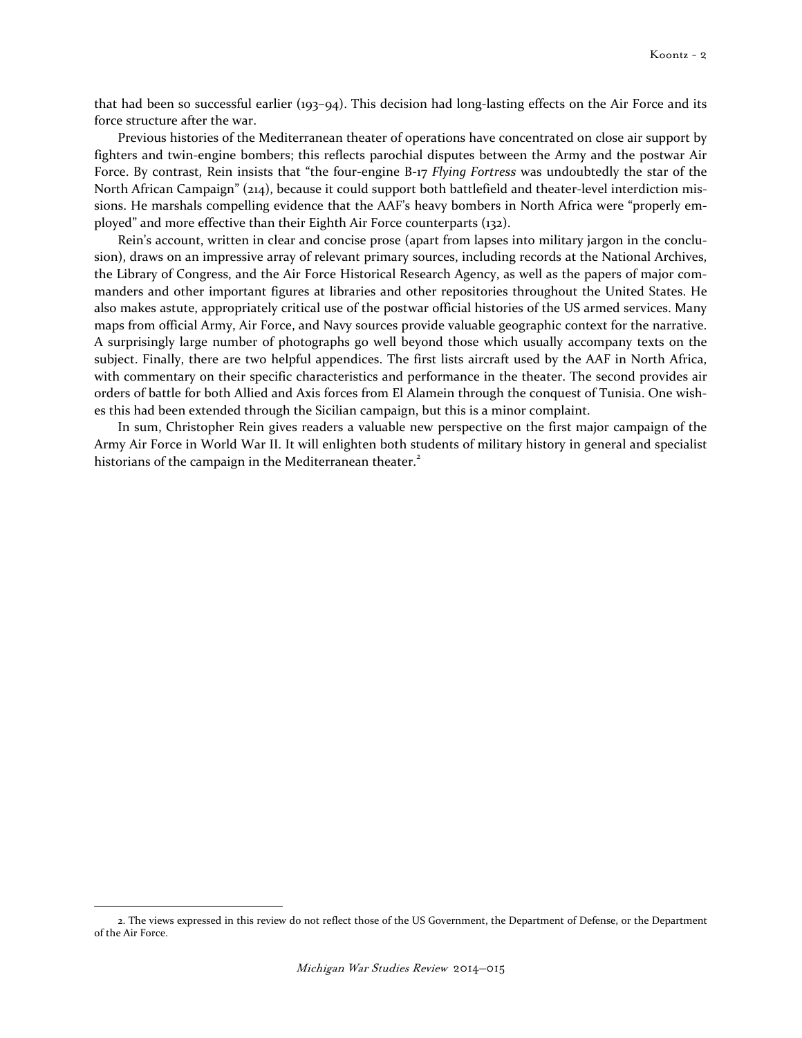that had been so successful earlier (193–94). This decision had long-lasting effects on the Air Force and its force structure after the war.

Previous histories of the Mediterranean theater of operations have concentrated on close air support by fighters and twin-engine bombers; this reflects parochial disputes between the Army and the postwar Air Force. By contrast, Rein insists that "the four-engine B-17 *Flying Fortress* was undoubtedly the star of the North African Campaign" (214), because it could support both battlefield and theater-level interdiction missions. He marshals compelling evidence that the AAF's heavy bombers in North Africa were "properly employed" and more effective than their Eighth Air Force counterparts (132).

Rein's account, written in clear and concise prose (apart from lapses into military jargon in the conclusion), draws on an impressive array of relevant primary sources, including records at the National Archives, the Library of Congress, and the Air Force Historical Research Agency, as well as the papers of major commanders and other important figures at libraries and other repositories throughout the United States. He also makes astute, appropriately critical use of the postwar official histories of the US armed services. Many maps from official Army, Air Force, and Navy sources provide valuable geographic context for the narrative. A surprisingly large number of photographs go well beyond those which usually accompany texts on the subject. Finally, there are two helpful appendices. The first lists aircraft used by the AAF in North Africa, with commentary on their specific characteristics and performance in the theater. The second provides air orders of battle for both Allied and Axis forces from El Alamein through the conquest of Tunisia. One wishes this had been extended through the Sicilian campaign, but this is a minor complaint.

In sum, Christopher Rein gives readers a valuable new perspective on the first major campaign of the Army Air Force in World War II. It will enlighten both students of military history in general and specialist historians of the campaign in the Mediterranean theater.[2]

2. The views expressed in this review do not reflect those of the US Government, the Department of Defense, or the Department of the Air Force.